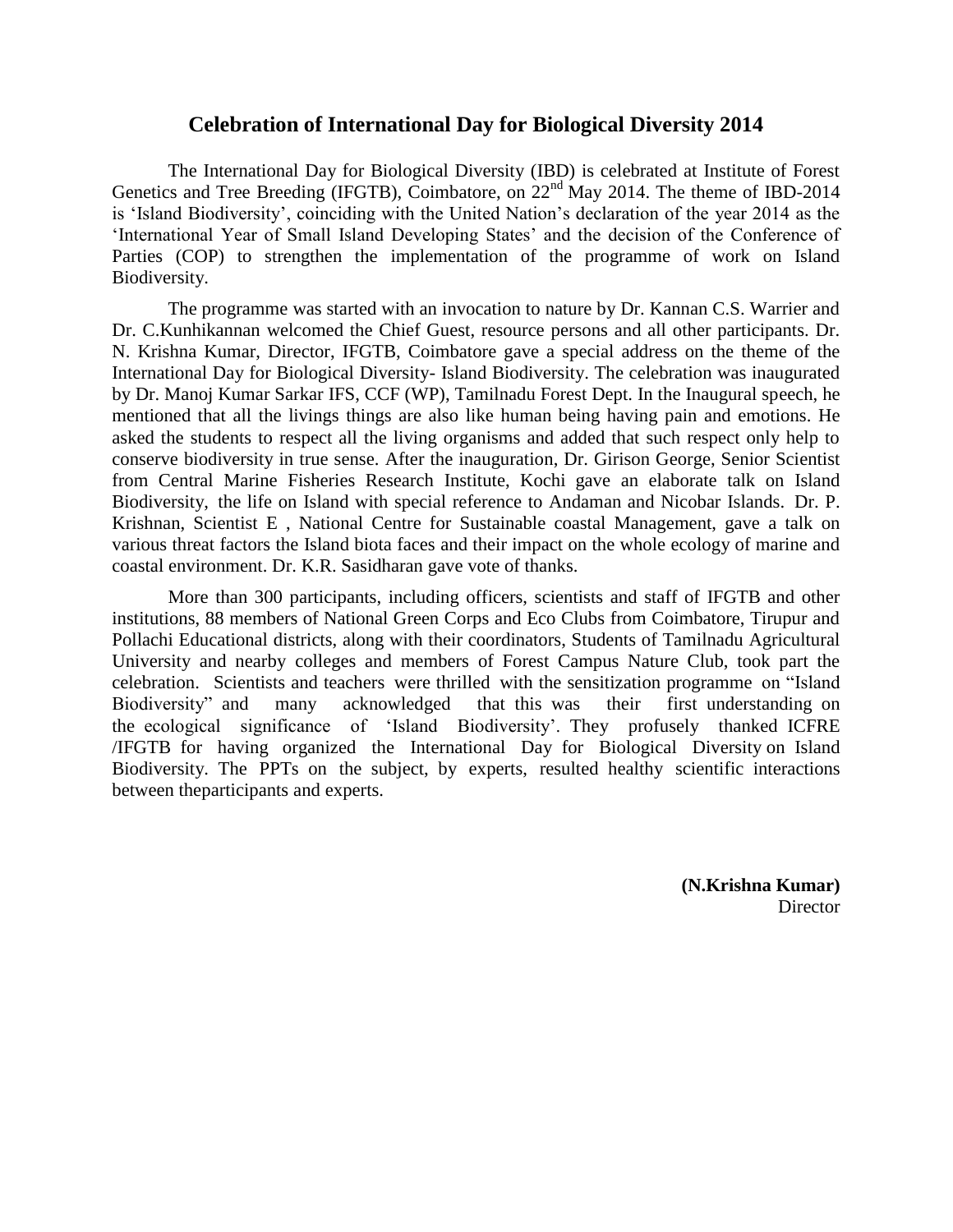## Celebration of International Day for Biological Diversity 2014

The International Day for Biological Diversity (IBD) is celebrated at Institute of Forest Genetics and Tree Breeding (IFGTB), Coimbatore, on 22nd May 2014. The theme of IBD-2014 is 'Island Biodiversity', coinciding with the United Nation's declaration of the year 2014 as the 'International Year of Small Island Developing States' and the decision of the Conference of Parties (COP) to strengthen the implementation of the programme of work on Island Biodiversity.

The programme was started with an invocation to nature by Dr. Kannan C.S. Warrier and Dr. C.Kunhikannan welcomed the Chief Guest, resource persons and all other participants. Dr. N. Krishna Kumar, Director, IFGTB, Coimbatore gave a special address on the theme of the International Day for Biological Diversity- Island Biodiversity. The celebration was inaugurated by Dr. Manoj Kumar Sarkar IFS, CCF (WP), Tamilnadu Forest Dept. In the Inaugural speech, he mentioned that all the livings things are also like human being having pain and emotions. He asked the students to respect all the living organisms and added that such respect only help to conserve biodiversity in true sense. After the inauguration, Dr. Girison George, Senior Scientist from Central Marine Fisheries Research Institute, Kochi gave an elaborate talk on Island Biodiversity, the life on Island with special reference to Andaman and Nicobar Islands. Dr. P. Krishnan, Scientist E , National Centre for Sustainable coastal Management, gave a talk on various threat factors the Island biota faces and their impact on the whole ecology of marine and coastal environment. Dr. K.R. Sasidharan gave vote of thanks.

More than 300 participants, including officers, scientists and staff of IFGTB and other institutions, 88 members of National Green Corps and Eco Clubs from Coimbatore, Tirupur and Pollachi Educational districts, along with their coordinators, Students of Tamilnadu Agricultural University and nearby colleges and members of Forest Campus Nature Club, took part the celebration. Scientists and teachers were thrilled with the sensitization programme on "Island Biodiversity" and many acknowledged that this was their first understanding on the ecological significance of 'Island Biodiversity'. They profusely thanked ICFRE /IFGTB for having organized the International Day for Biological Diversity on Island Biodiversity. The PPTs on the subject, by experts, resulted healthy scientific interactions between theparticipants and experts.

**(N.Krishna Kumar)**
Director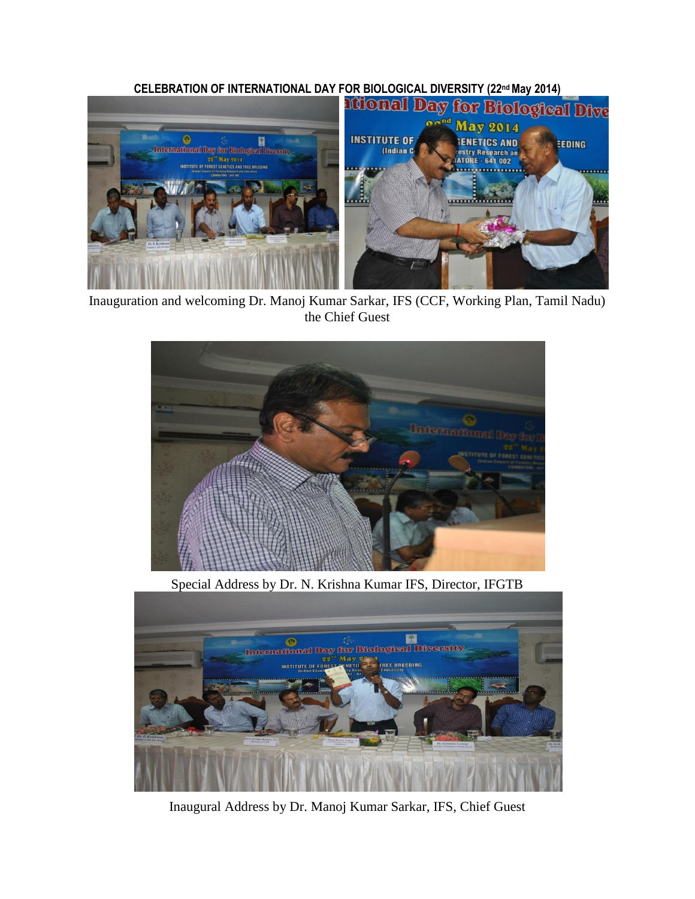**CELEBRATION OF INTERNATIONAL DAY FOR BIOLOGICAL DIVERSITY (22nd May 2014)**

Inauguration and welcoming Dr. Manoj Kumar Sarkar, IFS (CCF, Working Plan, Tamil Nadu) the Chief Guest

Special Address by Dr. N. Krishna Kumar IFS, Director, IFGTB

Inaugural Address by Dr. Manoj Kumar Sarkar, IFS, Chief Guest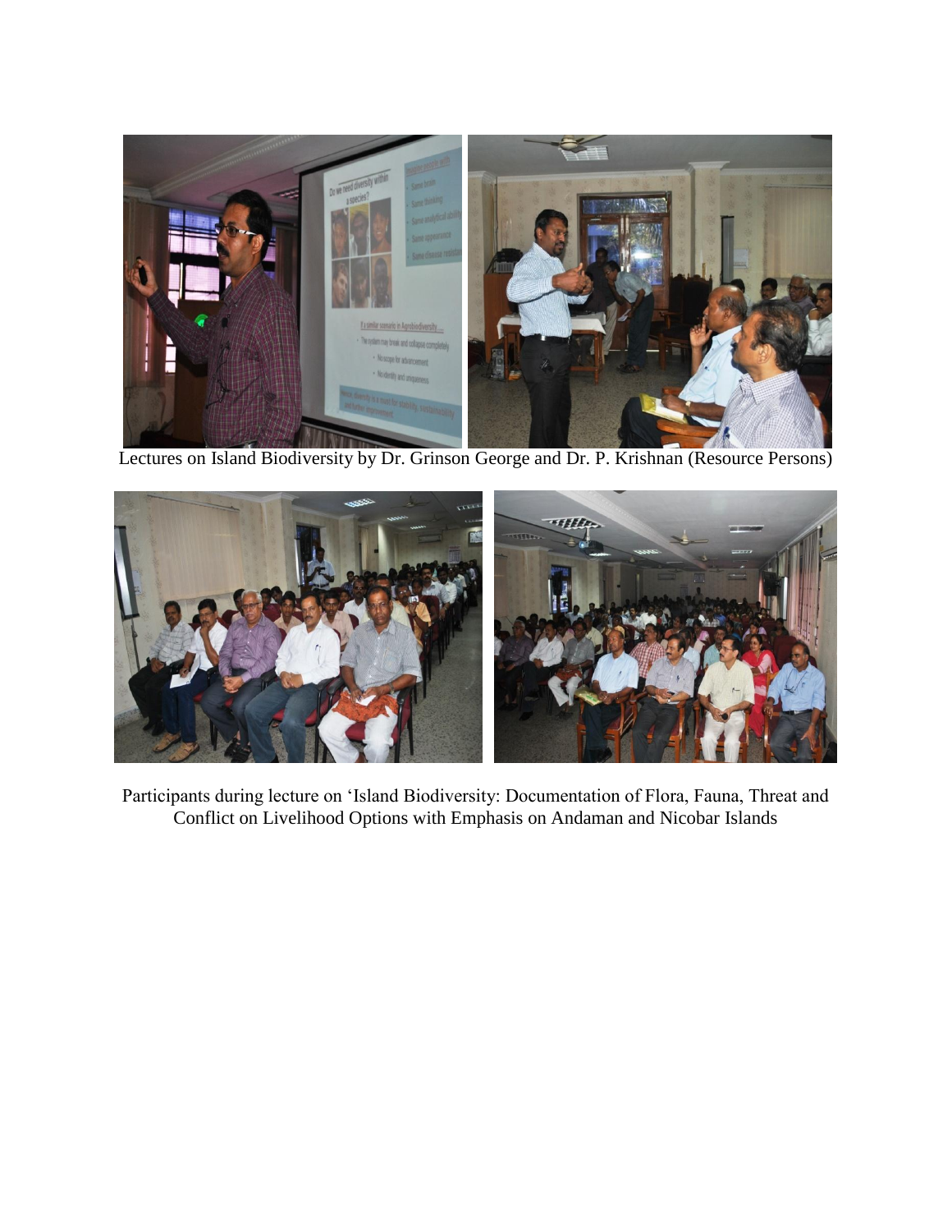Lectures on Island Biodiversity by Dr. Grinson George and Dr. P. Krishnan (Resource Persons)

Participants during lecture on 'Island Biodiversity: Documentation of Flora, Fauna, Threat and Conflict on Livelihood Options with Emphasis on Andaman and Nicobar Islands